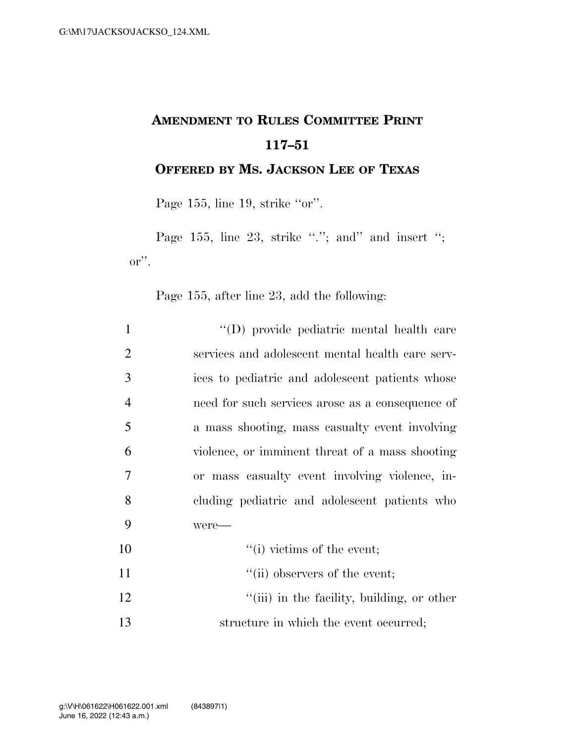# AMENDMENT TO RULES COMMITTEE PRINT 117–51

## OFFERED BY MS. JACKSON LEE OF TEXAS

Page 155, line 19, strike ''or''.

Page 155, line 23, strike ''.''; and'' and insert ''; or''.

Page 155, after line 23, add the following:

1 ''(D) provide pediatric mental health care
2 services and adolescent mental health care serv-
3 ices to pediatric and adolescent patients whose
4 need for such services arose as a consequence of
5 a mass shooting, mass casualty event involving
6 violence, or imminent threat of a mass shooting
7 or mass casualty event involving violence, in-
8 cluding pediatric and adolescent patients who
9 were—

10 ''(i) victims of the event;

11 ''(ii) observers of the event;

12 ''(iii) in the facility, building, or other
13 structure in which the event occurred;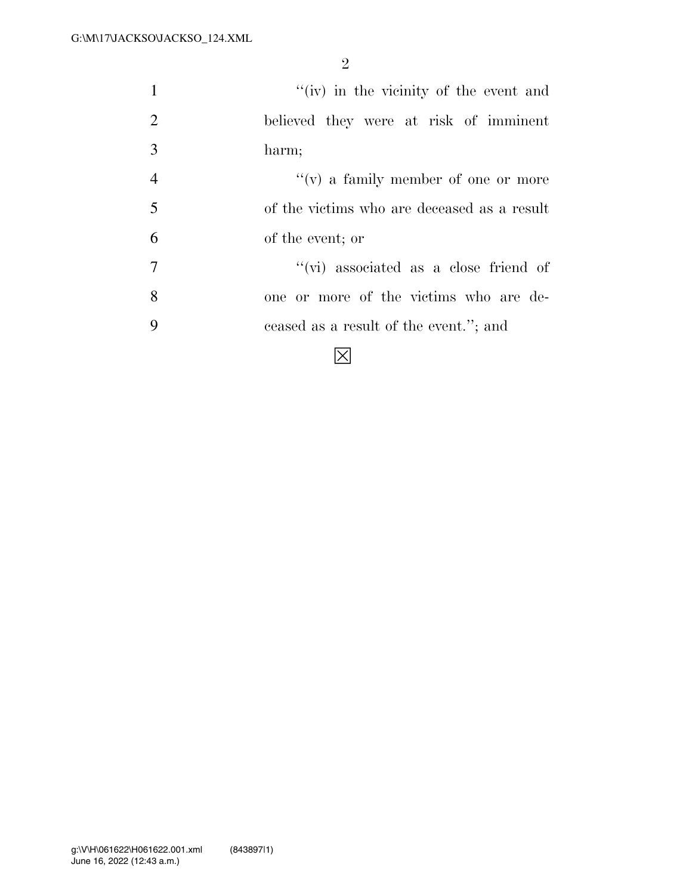''(iv) in the vicinity of the event and believed they were at risk of imminent harm;

''(v) a family member of one or more of the victims who are deceased as a result of the event; or

''(vi) associated as a close friend of one or more of the victims who are deceased as a result of the event.''; and

☒